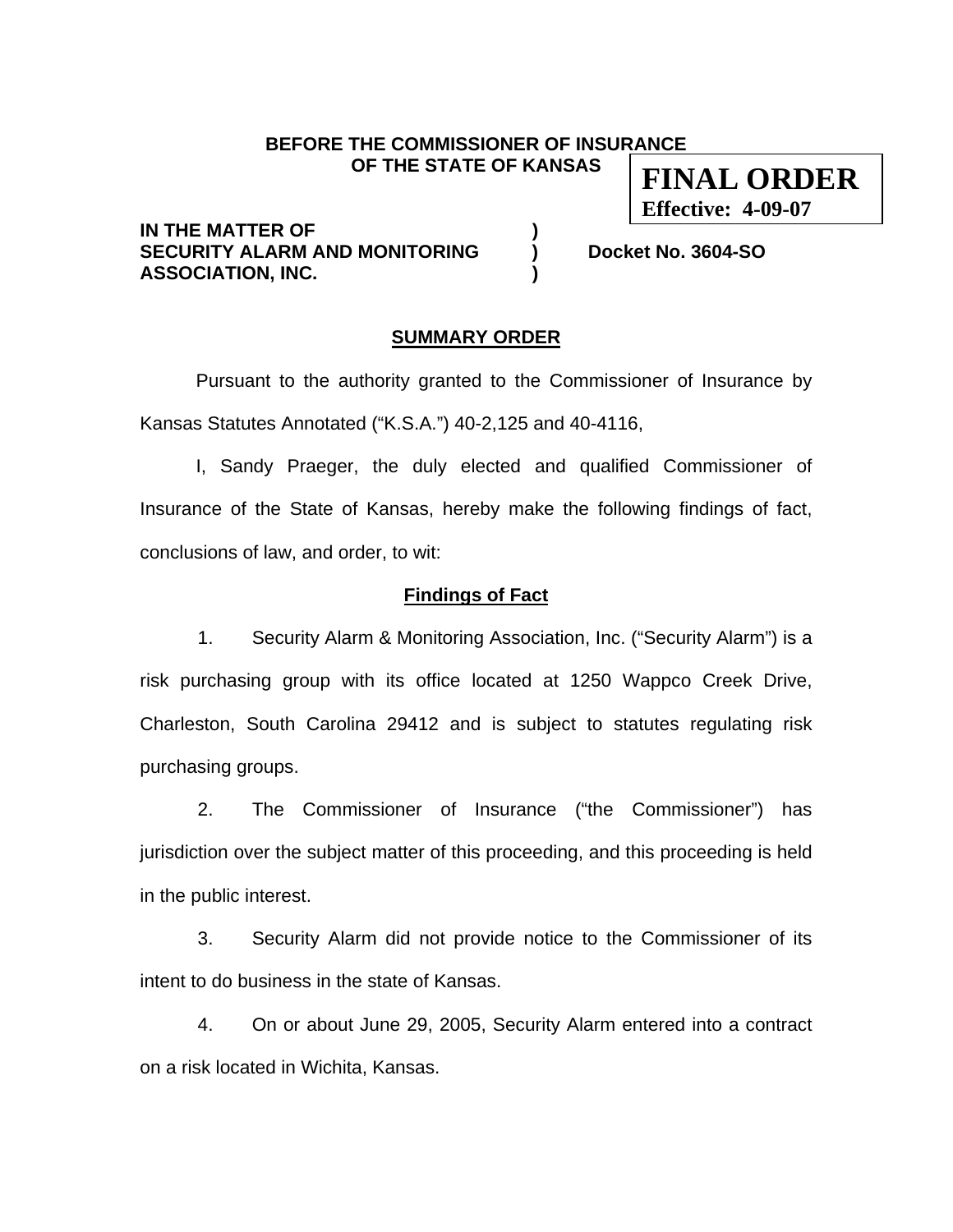**BEFORE THE COMMISSIONER OF INSURANCE**
**OF THE STATE OF KANSAS**

**FINAL ORDER**
**Effective: 4-09-07**

**IN THE MATTER OF** )
**SECURITY ALARM AND MONITORING** ) **Docket No. 3604-SO**
**ASSOCIATION, INC.** )

## SUMMARY ORDER

Pursuant to the authority granted to the Commissioner of Insurance by Kansas Statutes Annotated ("K.S.A.") 40-2,125 and 40-4116,

I, Sandy Praeger, the duly elected and qualified Commissioner of Insurance of the State of Kansas, hereby make the following findings of fact, conclusions of law, and order, to wit:

### Findings of Fact

1. Security Alarm & Monitoring Association, Inc. ("Security Alarm") is a risk purchasing group with its office located at 1250 Wappco Creek Drive, Charleston, South Carolina 29412 and is subject to statutes regulating risk purchasing groups.

2. The Commissioner of Insurance ("the Commissioner") has jurisdiction over the subject matter of this proceeding, and this proceeding is held in the public interest.

3. Security Alarm did not provide notice to the Commissioner of its intent to do business in the state of Kansas.

4. On or about June 29, 2005, Security Alarm entered into a contract on a risk located in Wichita, Kansas.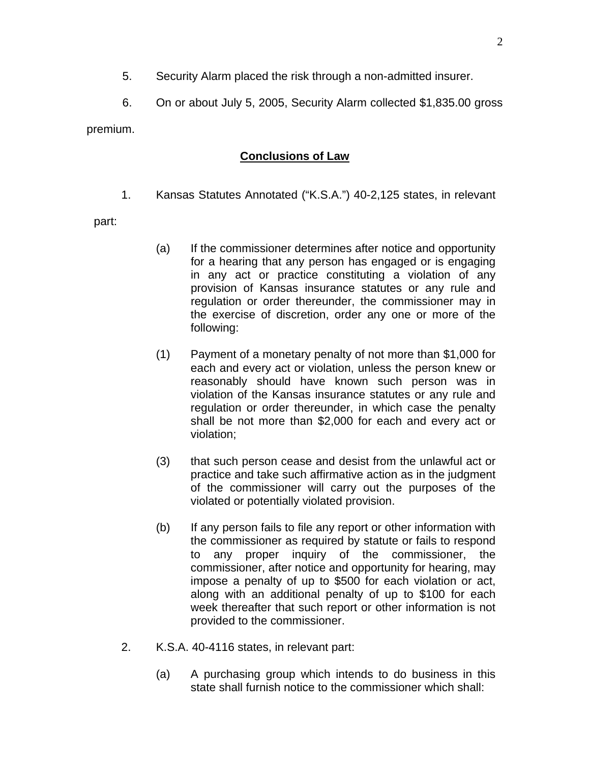5. Security Alarm placed the risk through a non-admitted insurer.

6. On or about July 5, 2005, Security Alarm collected $1,835.00 gross premium.

## Conclusions of Law

1. Kansas Statutes Annotated ("K.S.A.") 40-2,125 states, in relevant part:

> (a) If the commissioner determines after notice and opportunity for a hearing that any person has engaged or is engaging in any act or practice constituting a violation of any provision of Kansas insurance statutes or any rule and regulation or order thereunder, the commissioner may in the exercise of discretion, order any one or more of the following:
>
> (1) Payment of a monetary penalty of not more than $1,000 for each and every act or violation, unless the person knew or reasonably should have known such person was in violation of the Kansas insurance statutes or any rule and regulation or order thereunder, in which case the penalty shall be not more than $2,000 for each and every act or violation;
>
> (3) that such person cease and desist from the unlawful act or practice and take such affirmative action as in the judgment of the commissioner will carry out the purposes of the violated or potentially violated provision.
>
> (b) If any person fails to file any report or other information with the commissioner as required by statute or fails to respond to any proper inquiry of the commissioner, the commissioner, after notice and opportunity for hearing, may impose a penalty of up to $500 for each violation or act, along with an additional penalty of up to $100 for each week thereafter that such report or other information is not provided to the commissioner.

2. K.S.A. 40-4116 states, in relevant part:

> (a) A purchasing group which intends to do business in this state shall furnish notice to the commissioner which shall: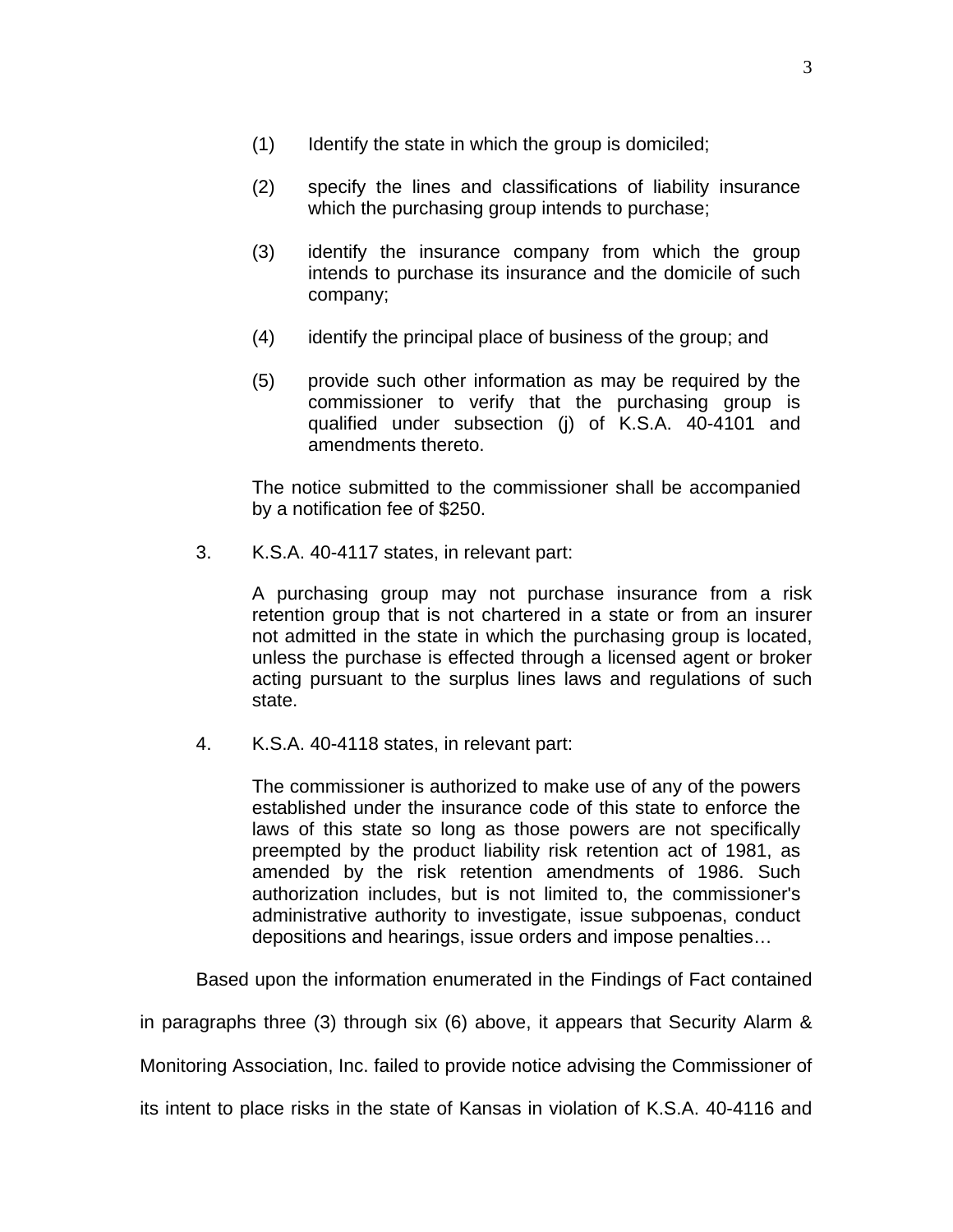(1) Identify the state in which the group is domiciled;

(2) specify the lines and classifications of liability insurance which the purchasing group intends to purchase;

(3) identify the insurance company from which the group intends to purchase its insurance and the domicile of such company;

(4) identify the principal place of business of the group; and

(5) provide such other information as may be required by the commissioner to verify that the purchasing group is qualified under subsection (j) of K.S.A. 40-4101 and amendments thereto.

The notice submitted to the commissioner shall be accompanied by a notification fee of $250.

3. K.S.A. 40-4117 states, in relevant part:

> A purchasing group may not purchase insurance from a risk retention group that is not chartered in a state or from an insurer not admitted in the state in which the purchasing group is located, unless the purchase is effected through a licensed agent or broker acting pursuant to the surplus lines laws and regulations of such state.

4. K.S.A. 40-4118 states, in relevant part:

> The commissioner is authorized to make use of any of the powers established under the insurance code of this state to enforce the laws of this state so long as those powers are not specifically preempted by the product liability risk retention act of 1981, as amended by the risk retention amendments of 1986. Such authorization includes, but is not limited to, the commissioner's administrative authority to investigate, issue subpoenas, conduct depositions and hearings, issue orders and impose penalties…

Based upon the information enumerated in the Findings of Fact contained in paragraphs three (3) through six (6) above, it appears that Security Alarm & Monitoring Association, Inc. failed to provide notice advising the Commissioner of its intent to place risks in the state of Kansas in violation of K.S.A. 40-4116 and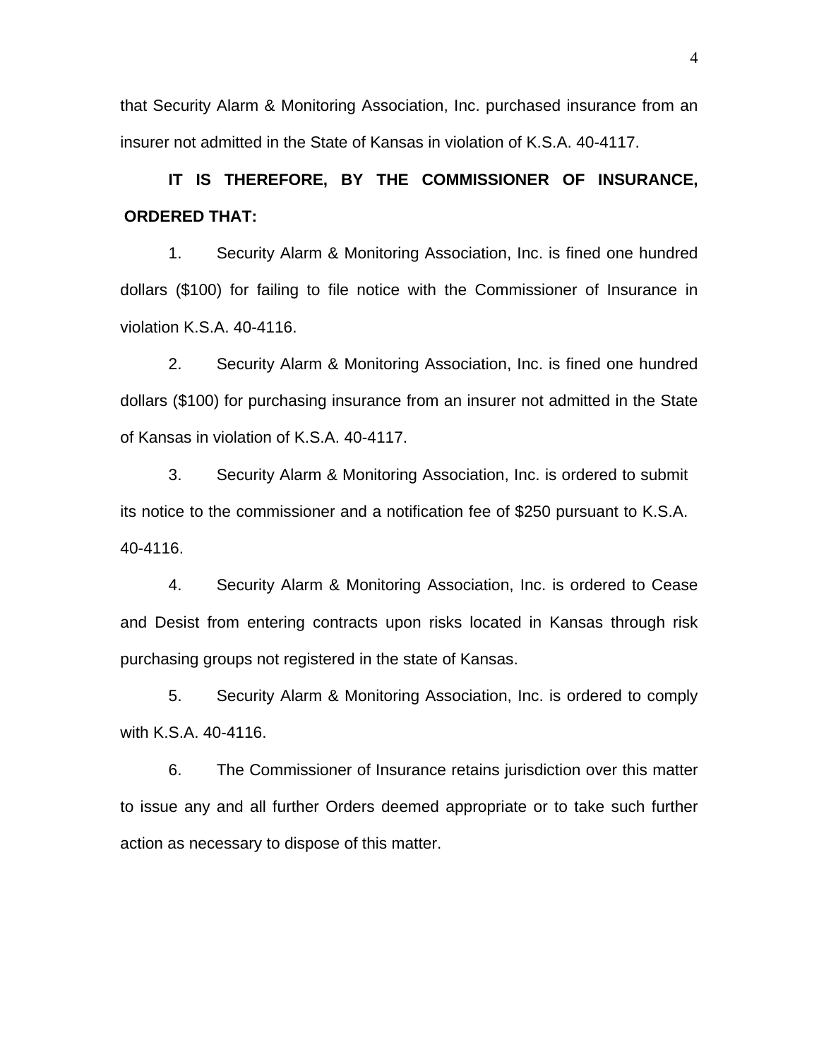that Security Alarm & Monitoring Association, Inc. purchased insurance from an insurer not admitted in the State of Kansas in violation of K.S.A. 40-4117.

**IT IS THEREFORE, BY THE COMMISSIONER OF INSURANCE, ORDERED THAT:**

1. Security Alarm & Monitoring Association, Inc. is fined one hundred dollars ($100) for failing to file notice with the Commissioner of Insurance in violation K.S.A. 40-4116.

2. Security Alarm & Monitoring Association, Inc. is fined one hundred dollars ($100) for purchasing insurance from an insurer not admitted in the State of Kansas in violation of K.S.A. 40-4117.

3. Security Alarm & Monitoring Association, Inc. is ordered to submit its notice to the commissioner and a notification fee of $250 pursuant to K.S.A. 40-4116.

4. Security Alarm & Monitoring Association, Inc. is ordered to Cease and Desist from entering contracts upon risks located in Kansas through risk purchasing groups not registered in the state of Kansas.

5. Security Alarm & Monitoring Association, Inc. is ordered to comply with K.S.A. 40-4116.

6. The Commissioner of Insurance retains jurisdiction over this matter to issue any and all further Orders deemed appropriate or to take such further action as necessary to dispose of this matter.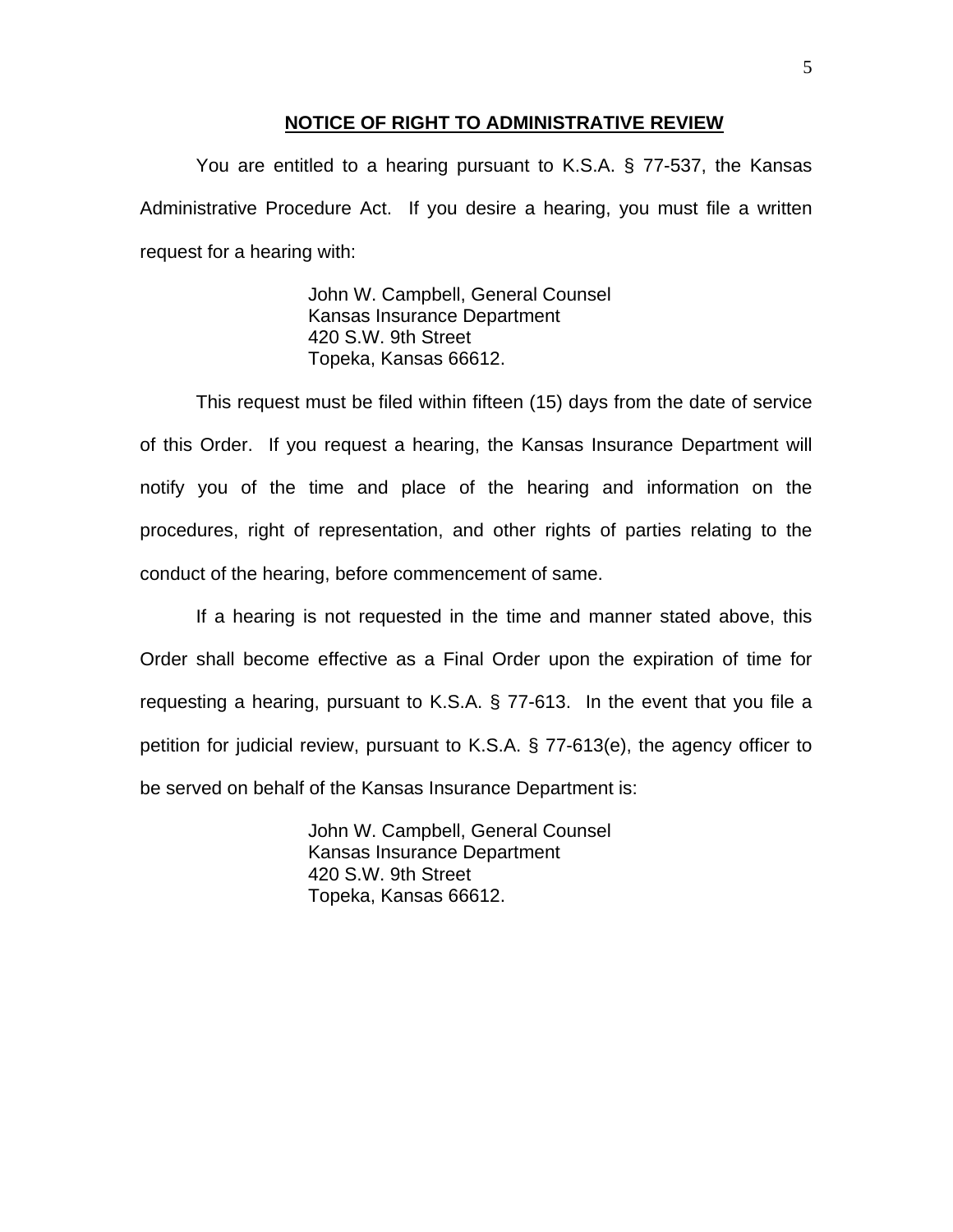## NOTICE OF RIGHT TO ADMINISTRATIVE REVIEW

You are entitled to a hearing pursuant to K.S.A. § 77-537, the Kansas Administrative Procedure Act. If you desire a hearing, you must file a written request for a hearing with:

> John W. Campbell, General Counsel
> Kansas Insurance Department
> 420 S.W. 9th Street
> Topeka, Kansas 66612.

This request must be filed within fifteen (15) days from the date of service of this Order. If you request a hearing, the Kansas Insurance Department will notify you of the time and place of the hearing and information on the procedures, right of representation, and other rights of parties relating to the conduct of the hearing, before commencement of same.

If a hearing is not requested in the time and manner stated above, this Order shall become effective as a Final Order upon the expiration of time for requesting a hearing, pursuant to K.S.A. § 77-613. In the event that you file a petition for judicial review, pursuant to K.S.A. § 77-613(e), the agency officer to be served on behalf of the Kansas Insurance Department is:

> John W. Campbell, General Counsel
> Kansas Insurance Department
> 420 S.W. 9th Street
> Topeka, Kansas 66612.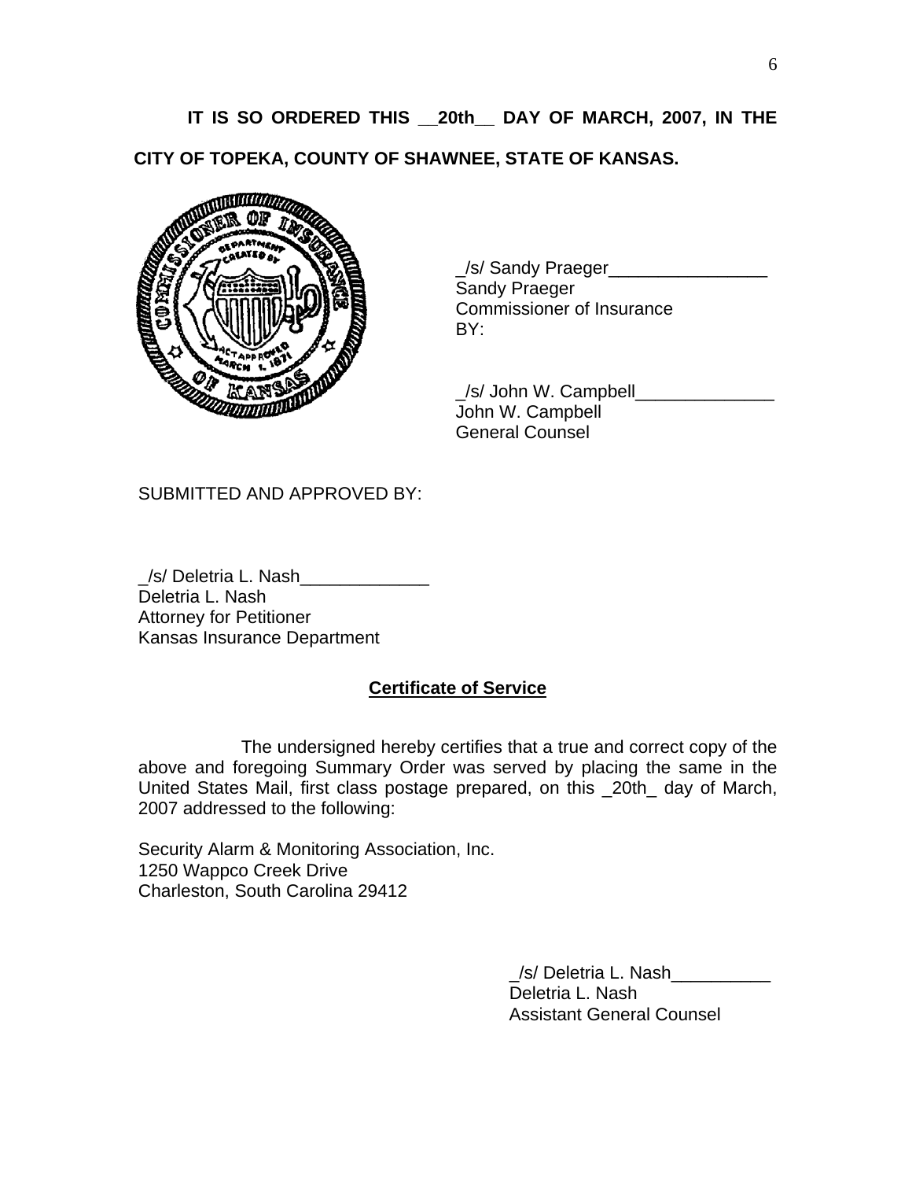**IT IS SO ORDERED THIS __20th__ DAY OF MARCH, 2007, IN THE CITY OF TOPEKA, COUNTY OF SHAWNEE, STATE OF KANSAS.**

_/s/ Sandy Praeger________________
Sandy Praeger
Commissioner of Insurance
BY:

_/s/ John W. Campbell______________
John W. Campbell
General Counsel

SUBMITTED AND APPROVED BY:

_/s/ Deletria L. Nash_____________
Deletria L. Nash
Attorney for Petitioner
Kansas Insurance Department

**Certificate of Service**

The undersigned hereby certifies that a true and correct copy of the above and foregoing Summary Order was served by placing the same in the United States Mail, first class postage prepared, on this _20th_ day of March, 2007 addressed to the following:

Security Alarm & Monitoring Association, Inc.
1250 Wappco Creek Drive
Charleston, South Carolina 29412

_/s/ Deletria L. Nash__________
Deletria L. Nash
Assistant General Counsel